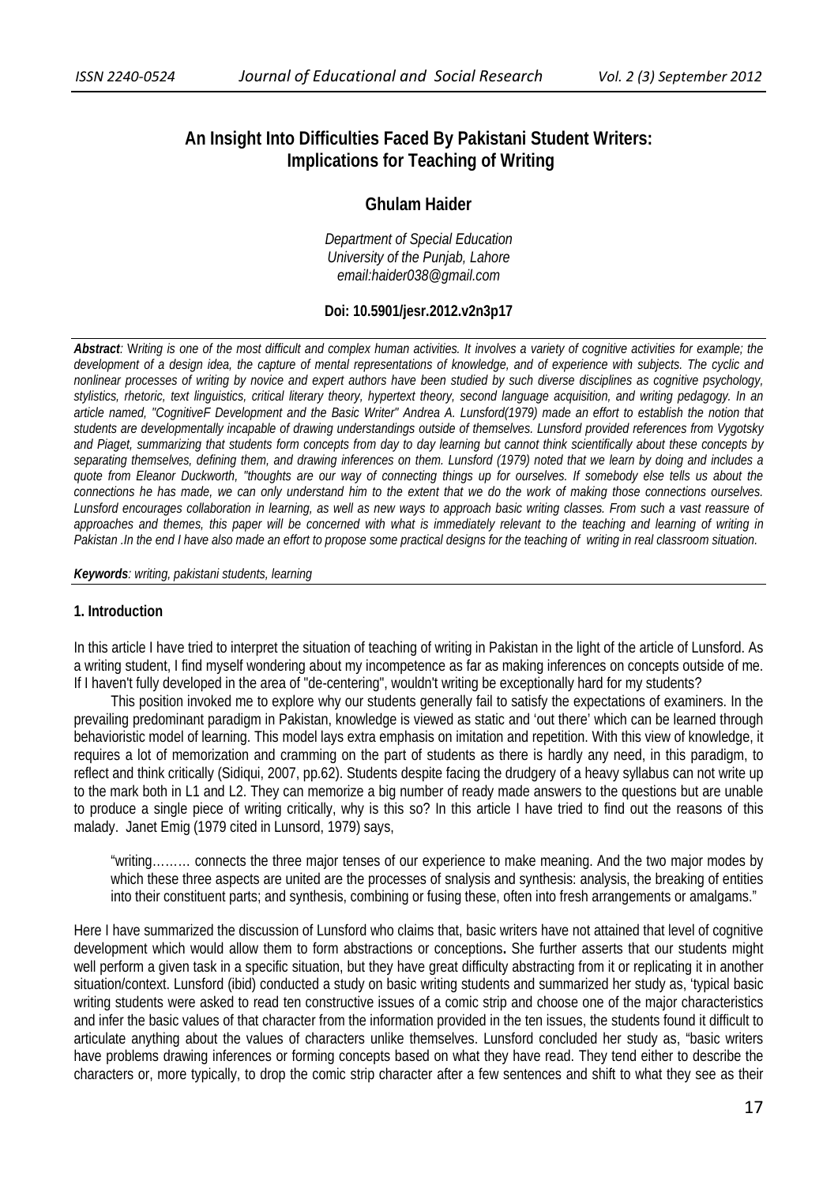# An Insight Into Difficulties Faced By Pakistani Student Writers: Implications for Teaching of Writing

## Ghulam Haider

*Department of Special Education*
*University of the Punjab, Lahore*
*email:haider038@gmail.com*

**Doi: 10.5901/jesr.2012.v2n3p17**

***Abstract**: Writing is one of the most difficult and complex human activities. It involves a variety of cognitive activities for example; the development of a design idea, the capture of mental representations of knowledge, and of experience with subjects. The cyclic and nonlinear processes of writing by novice and expert authors have been studied by such diverse disciplines as cognitive psychology, stylistics, rhetoric, text linguistics, critical literary theory, hypertext theory, second language acquisition, and writing pedagogy. In an article named, "CognitiveF Development and the Basic Writer" Andrea A. Lunsford(1979) made an effort to establish the notion that students are developmentally incapable of drawing understandings outside of themselves. Lunsford provided references from Vygotsky and Piaget, summarizing that students form concepts from day to day learning but cannot think scientifically about these concepts by separating themselves, defining them, and drawing inferences on them. Lunsford (1979) noted that we learn by doing and includes a quote from Eleanor Duckworth, "thoughts are our way of connecting things up for ourselves. If somebody else tells us about the connections he has made, we can only understand him to the extent that we do the work of making those connections ourselves. Lunsford encourages collaboration in learning, as well as new ways to approach basic writing classes. From such a vast reassure of approaches and themes, this paper will be concerned with what is immediately relevant to the teaching and learning of writing in Pakistan .In the end I have also made an effort to propose some practical designs for the teaching of writing in real classroom situation.*

***Keywords**: writing, pakistani students, learning*

## 1. Introduction

In this article I have tried to interpret the situation of teaching of writing in Pakistan in the light of the article of Lunsford. As a writing student, I find myself wondering about my incompetence as far as making inferences on concepts outside of me. If I haven't fully developed in the area of "de-centering", wouldn't writing be exceptionally hard for my students?

This position invoked me to explore why our students generally fail to satisfy the expectations of examiners. In the prevailing predominant paradigm in Pakistan, knowledge is viewed as static and 'out there' which can be learned through behavioristic model of learning. This model lays extra emphasis on imitation and repetition. With this view of knowledge, it requires a lot of memorization and cramming on the part of students as there is hardly any need, in this paradigm, to reflect and think critically (Sidiqui, 2007, pp.62). Students despite facing the drudgery of a heavy syllabus can not write up to the mark both in L1 and L2. They can memorize a big number of ready made answers to the questions but are unable to produce a single piece of writing critically, why is this so? In this article I have tried to find out the reasons of this malady. Janet Emig (1979 cited in Lunsord, 1979) says,

> "writing……… connects the three major tenses of our experience to make meaning. And the two major modes by which these three aspects are united are the processes of snalysis and synthesis: analysis, the breaking of entities into their constituent parts; and synthesis, combining or fusing these, often into fresh arrangements or amalgams."

Here I have summarized the discussion of Lunsford who claims that, basic writers have not attained that level of cognitive development which would allow them to form abstractions or conceptions**.** She further asserts that our students might well perform a given task in a specific situation, but they have great difficulty abstracting from it or replicating it in another situation/context. Lunsford (ibid) conducted a study on basic writing students and summarized her study as, 'typical basic writing students were asked to read ten constructive issues of a comic strip and choose one of the major characteristics and infer the basic values of that character from the information provided in the ten issues, the students found it difficult to articulate anything about the values of characters unlike themselves. Lunsford concluded her study as, "basic writers have problems drawing inferences or forming concepts based on what they have read. They tend either to describe the characters or, more typically, to drop the comic strip character after a few sentences and shift to what they see as their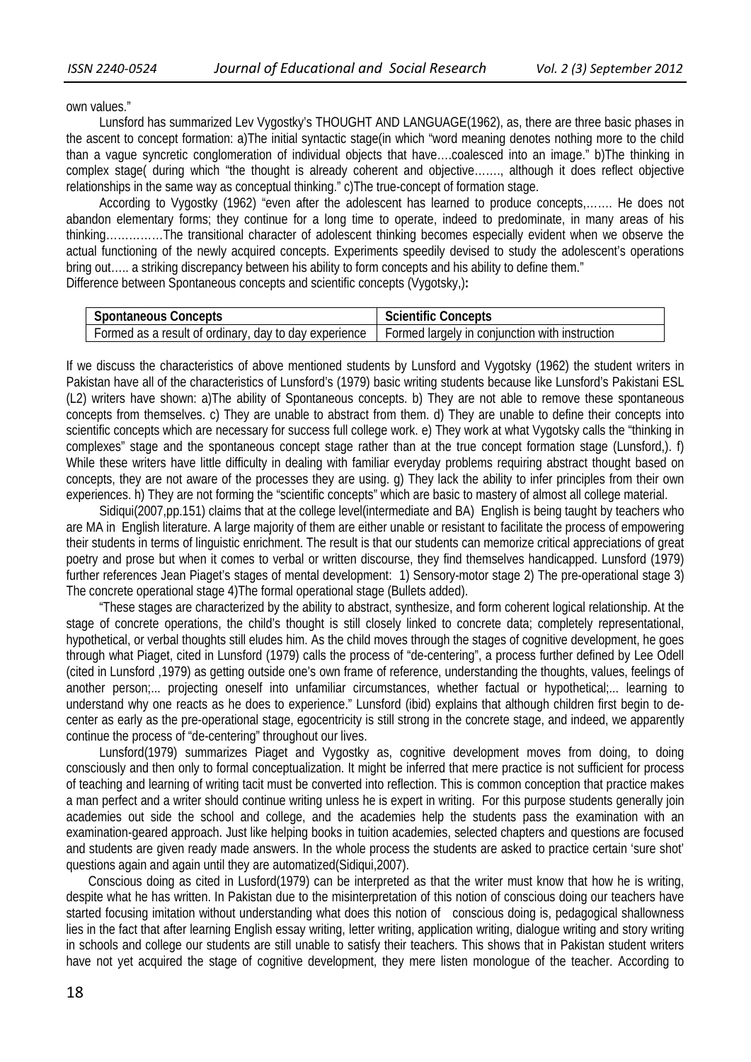own values."

Lunsford has summarized Lev Vygostky's THOUGHT AND LANGUAGE(1962), as, there are three basic phases in the ascent to concept formation: a)The initial syntactic stage(in which "word meaning denotes nothing more to the child than a vague syncretic conglomeration of individual objects that have….coalesced into an image." b)The thinking in complex stage( during which "the thought is already coherent and objective……., although it does reflect objective relationships in the same way as conceptual thinking." c)The true-concept of formation stage.

According to Vygostky (1962) "even after the adolescent has learned to produce concepts,……. He does not abandon elementary forms; they continue for a long time to operate, indeed to predominate, in many areas of his thinking……………The transitional character of adolescent thinking becomes especially evident when we observe the actual functioning of the newly acquired concepts. Experiments speedily devised to study the adolescent's operations bring out….. a striking discrepancy between his ability to form concepts and his ability to define them."

Difference between Spontaneous concepts and scientific concepts (Vygotsky,)**:**

| **Spontaneous Concepts** | **Scientific Concepts** |
|---|---|
| Formed as a result of ordinary, day to day experience | Formed largely in conjunction with instruction |

If we discuss the characteristics of above mentioned students by Lunsford and Vygotsky (1962) the student writers in Pakistan have all of the characteristics of Lunsford's (1979) basic writing students because like Lunsford's Pakistani ESL (L2) writers have shown: a)The ability of Spontaneous concepts. b) They are not able to remove these spontaneous concepts from themselves. c) They are unable to abstract from them. d) They are unable to define their concepts into scientific concepts which are necessary for success full college work. e) They work at what Vygotsky calls the "thinking in complexes" stage and the spontaneous concept stage rather than at the true concept formation stage (Lunsford,). f) While these writers have little difficulty in dealing with familiar everyday problems requiring abstract thought based on concepts, they are not aware of the processes they are using. g) They lack the ability to infer principles from their own experiences. h) They are not forming the "scientific concepts" which are basic to mastery of almost all college material.

Sidiqui(2007,pp.151) claims that at the college level(intermediate and BA) English is being taught by teachers who are MA in English literature. A large majority of them are either unable or resistant to facilitate the process of empowering their students in terms of linguistic enrichment. The result is that our students can memorize critical appreciations of great poetry and prose but when it comes to verbal or written discourse, they find themselves handicapped. Lunsford (1979) further references Jean Piaget's stages of mental development: 1) Sensory-motor stage 2) The pre-operational stage 3) The concrete operational stage 4)The formal operational stage (Bullets added).

"These stages are characterized by the ability to abstract, synthesize, and form coherent logical relationship. At the stage of concrete operations, the child's thought is still closely linked to concrete data; completely representational, hypothetical, or verbal thoughts still eludes him. As the child moves through the stages of cognitive development, he goes through what Piaget, cited in Lunsford (1979) calls the process of "de-centering", a process further defined by Lee Odell (cited in Lunsford ,1979) as getting outside one's own frame of reference, understanding the thoughts, values, feelings of another person;... projecting oneself into unfamiliar circumstances, whether factual or hypothetical;... learning to understand why one reacts as he does to experience." Lunsford (ibid) explains that although children first begin to de-center as early as the pre-operational stage, egocentricity is still strong in the concrete stage, and indeed, we apparently continue the process of "de-centering" throughout our lives.

Lunsford(1979) summarizes Piaget and Vygostky as, cognitive development moves from doing, to doing consciously and then only to formal conceptualization. It might be inferred that mere practice is not sufficient for process of teaching and learning of writing tacit must be converted into reflection. This is common conception that practice makes a man perfect and a writer should continue writing unless he is expert in writing. For this purpose students generally join academies out side the school and college, and the academies help the students pass the examination with an examination-geared approach. Just like helping books in tuition academies, selected chapters and questions are focused and students are given ready made answers. In the whole process the students are asked to practice certain 'sure shot' questions again and again until they are automatized(Sidiqui,2007).

Conscious doing as cited in Lusford(1979) can be interpreted as that the writer must know that how he is writing, despite what he has written. In Pakistan due to the misinterpretation of this notion of conscious doing our teachers have started focusing imitation without understanding what does this notion of conscious doing is, pedagogical shallowness lies in the fact that after learning English essay writing, letter writing, application writing, dialogue writing and story writing in schools and college our students are still unable to satisfy their teachers. This shows that in Pakistan student writers have not yet acquired the stage of cognitive development, they mere listen monologue of the teacher. According to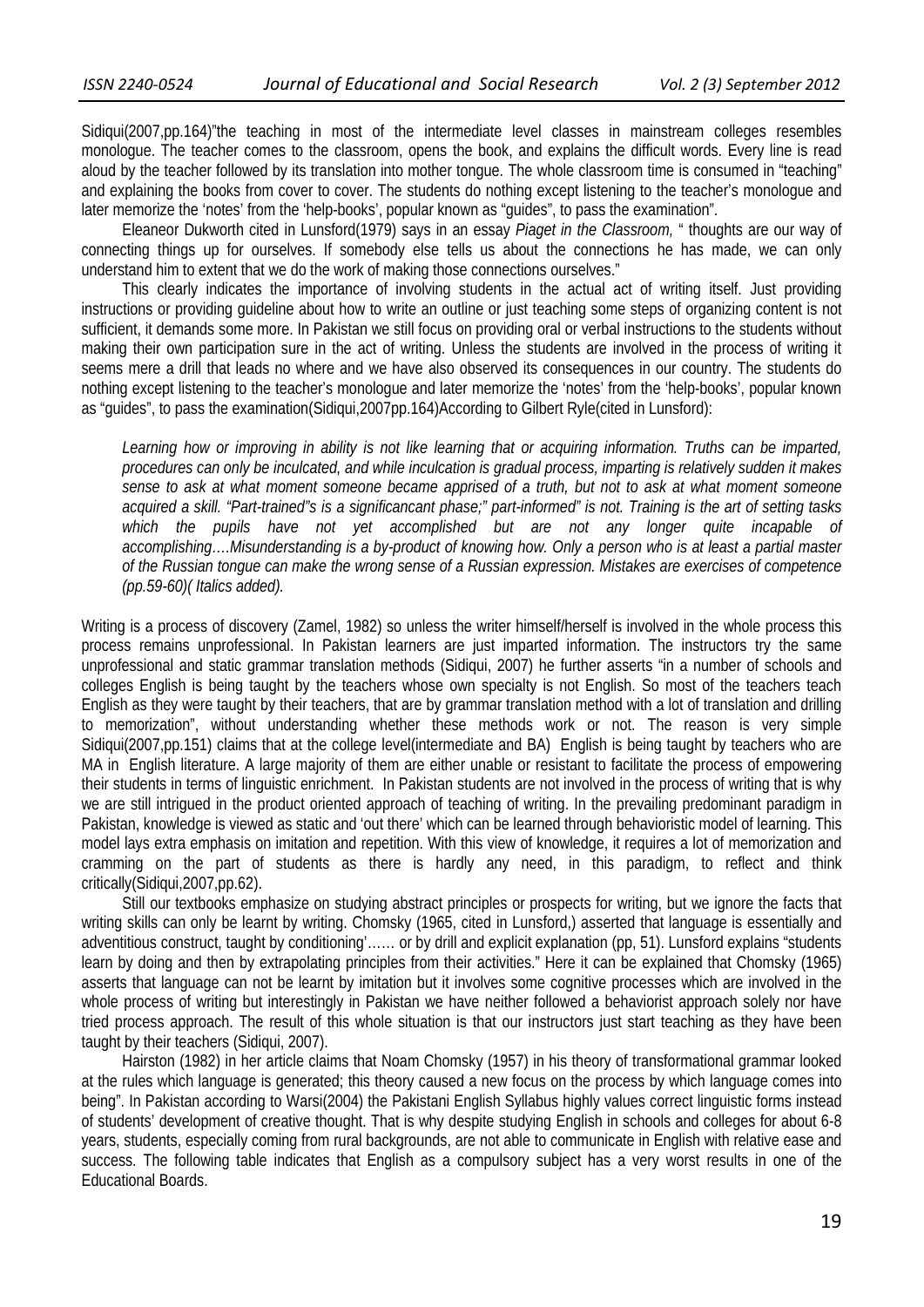Sidiqui(2007,pp.164)"the teaching in most of the intermediate level classes in mainstream colleges resembles monologue. The teacher comes to the classroom, opens the book, and explains the difficult words. Every line is read aloud by the teacher followed by its translation into mother tongue. The whole classroom time is consumed in "teaching" and explaining the books from cover to cover. The students do nothing except listening to the teacher's monologue and later memorize the 'notes' from the 'help-books', popular known as "guides", to pass the examination".

Eleaneor Dukworth cited in Lunsford(1979) says in an essay *Piaget in the Classroom,* " thoughts are our way of connecting things up for ourselves. If somebody else tells us about the connections he has made, we can only understand him to extent that we do the work of making those connections ourselves."

This clearly indicates the importance of involving students in the actual act of writing itself. Just providing instructions or providing guideline about how to write an outline or just teaching some steps of organizing content is not sufficient, it demands some more. In Pakistan we still focus on providing oral or verbal instructions to the students without making their own participation sure in the act of writing. Unless the students are involved in the process of writing it seems mere a drill that leads no where and we have also observed its consequences in our country. The students do nothing except listening to the teacher's monologue and later memorize the 'notes' from the 'help-books', popular known as "guides", to pass the examination(Sidiqui,2007pp.164)According to Gilbert Ryle(cited in Lunsford):

> *Learning how or improving in ability is not like learning that or acquiring information. Truths can be imparted, procedures can only be inculcated, and while inculcation is gradual process, imparting is relatively sudden it makes sense to ask at what moment someone became apprised of a truth, but not to ask at what moment someone acquired a skill. "Part-trained"s is a significancant phase;" part-informed" is not. Training is the art of setting tasks which the pupils have not yet accomplished but are not any longer quite incapable of accomplishing….Misunderstanding is a by-product of knowing how. Only a person who is at least a partial master of the Russian tongue can make the wrong sense of a Russian expression. Mistakes are exercises of competence (pp.59-60)( Italics added).*

Writing is a process of discovery (Zamel, 1982) so unless the writer himself/herself is involved in the whole process this process remains unprofessional. In Pakistan learners are just imparted information. The instructors try the same unprofessional and static grammar translation methods (Sidiqui, 2007) he further asserts "in a number of schools and colleges English is being taught by the teachers whose own specialty is not English. So most of the teachers teach English as they were taught by their teachers, that are by grammar translation method with a lot of translation and drilling to memorization", without understanding whether these methods work or not. The reason is very simple Sidiqui(2007,pp.151) claims that at the college level(intermediate and BA) English is being taught by teachers who are MA in English literature. A large majority of them are either unable or resistant to facilitate the process of empowering their students in terms of linguistic enrichment. In Pakistan students are not involved in the process of writing that is why we are still intrigued in the product oriented approach of teaching of writing. In the prevailing predominant paradigm in Pakistan, knowledge is viewed as static and 'out there' which can be learned through behavioristic model of learning. This model lays extra emphasis on imitation and repetition. With this view of knowledge, it requires a lot of memorization and cramming on the part of students as there is hardly any need, in this paradigm, to reflect and think critically(Sidiqui,2007,pp.62).

Still our textbooks emphasize on studying abstract principles or prospects for writing, but we ignore the facts that writing skills can only be learnt by writing. Chomsky (1965, cited in Lunsford,) asserted that language is essentially and adventitious construct, taught by conditioning'…… or by drill and explicit explanation (pp, 51). Lunsford explains "students learn by doing and then by extrapolating principles from their activities." Here it can be explained that Chomsky (1965) asserts that language can not be learnt by imitation but it involves some cognitive processes which are involved in the whole process of writing but interestingly in Pakistan we have neither followed a behaviorist approach solely nor have tried process approach. The result of this whole situation is that our instructors just start teaching as they have been taught by their teachers (Sidiqui, 2007).

Hairston (1982) in her article claims that Noam Chomsky (1957) in his theory of transformational grammar looked at the rules which language is generated; this theory caused a new focus on the process by which language comes into being". In Pakistan according to Warsi(2004) the Pakistani English Syllabus highly values correct linguistic forms instead of students' development of creative thought. That is why despite studying English in schools and colleges for about 6-8 years, students, especially coming from rural backgrounds, are not able to communicate in English with relative ease and success. The following table indicates that English as a compulsory subject has a very worst results in one of the Educational Boards.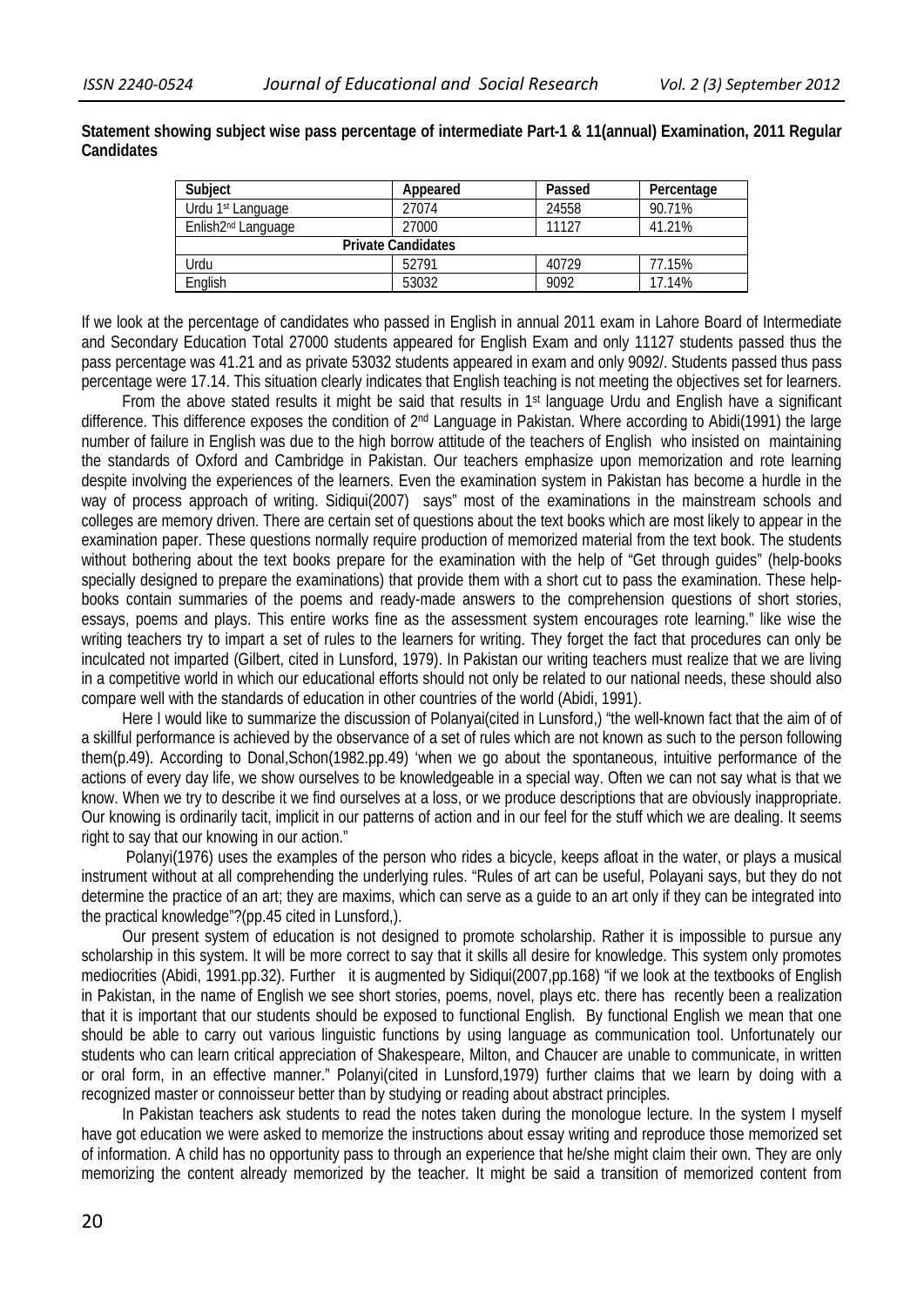**Statement showing subject wise pass percentage of intermediate Part-1 & 11(annual) Examination, 2011 Regular Candidates**

| Subject | Appeared | Passed | Percentage |
|---|---|---|---|
| Urdu 1st Language | 27074 | 24558 | 90.71% |
| Enlish2nd Language | 27000 | 11127 | 41.21% |
| **Private Candidates** | | | |
| Urdu | 52791 | 40729 | 77.15% |
| English | 53032 | 9092 | 17.14% |

If we look at the percentage of candidates who passed in English in annual 2011 exam in Lahore Board of Intermediate and Secondary Education Total 27000 students appeared for English Exam and only 11127 students passed thus the pass percentage was 41.21 and as private 53032 students appeared in exam and only 9092/. Students passed thus pass percentage were 17.14. This situation clearly indicates that English teaching is not meeting the objectives set for learners.

From the above stated results it might be said that results in 1st language Urdu and English have a significant difference. This difference exposes the condition of 2nd Language in Pakistan. Where according to Abidi(1991) the large number of failure in English was due to the high borrow attitude of the teachers of English who insisted on maintaining the standards of Oxford and Cambridge in Pakistan. Our teachers emphasize upon memorization and rote learning despite involving the experiences of the learners. Even the examination system in Pakistan has become a hurdle in the way of process approach of writing. Sidiqui(2007) says" most of the examinations in the mainstream schools and colleges are memory driven. There are certain set of questions about the text books which are most likely to appear in the examination paper. These questions normally require production of memorized material from the text book. The students without bothering about the text books prepare for the examination with the help of "Get through guides" (help-books specially designed to prepare the examinations) that provide them with a short cut to pass the examination. These help-books contain summaries of the poems and ready-made answers to the comprehension questions of short stories, essays, poems and plays. This entire works fine as the assessment system encourages rote learning." like wise the writing teachers try to impart a set of rules to the learners for writing. They forget the fact that procedures can only be inculcated not imparted (Gilbert, cited in Lunsford, 1979). In Pakistan our writing teachers must realize that we are living in a competitive world in which our educational efforts should not only be related to our national needs, these should also compare well with the standards of education in other countries of the world (Abidi, 1991).

Here I would like to summarize the discussion of Polanyai(cited in Lunsford,) "the well-known fact that the aim of of a skillful performance is achieved by the observance of a set of rules which are not known as such to the person following them(p.49). According to Donal,Schon(1982.pp.49) 'when we go about the spontaneous, intuitive performance of the actions of every day life, we show ourselves to be knowledgeable in a special way. Often we can not say what is that we know. When we try to describe it we find ourselves at a loss, or we produce descriptions that are obviously inappropriate. Our knowing is ordinarily tacit, implicit in our patterns of action and in our feel for the stuff which we are dealing. It seems right to say that our knowing in our action."

Polanyi(1976) uses the examples of the person who rides a bicycle, keeps afloat in the water, or plays a musical instrument without at all comprehending the underlying rules. "Rules of art can be useful, Polayani says, but they do not determine the practice of an art; they are maxims, which can serve as a guide to an art only if they can be integrated into the practical knowledge"?(pp.45 cited in Lunsford,).

Our present system of education is not designed to promote scholarship. Rather it is impossible to pursue any scholarship in this system. It will be more correct to say that it skills all desire for knowledge. This system only promotes mediocrities (Abidi, 1991.pp.32). Further it is augmented by Sidiqui(2007,pp.168) "if we look at the textbooks of English in Pakistan, in the name of English we see short stories, poems, novel, plays etc. there has recently been a realization that it is important that our students should be exposed to functional English. By functional English we mean that one should be able to carry out various linguistic functions by using language as communication tool. Unfortunately our students who can learn critical appreciation of Shakespeare, Milton, and Chaucer are unable to communicate, in written or oral form, in an effective manner." Polanyi(cited in Lunsford,1979) further claims that we learn by doing with a recognized master or connoisseur better than by studying or reading about abstract principles.

In Pakistan teachers ask students to read the notes taken during the monologue lecture. In the system I myself have got education we were asked to memorize the instructions about essay writing and reproduce those memorized set of information. A child has no opportunity pass to through an experience that he/she might claim their own. They are only memorizing the content already memorized by the teacher. It might be said a transition of memorized content from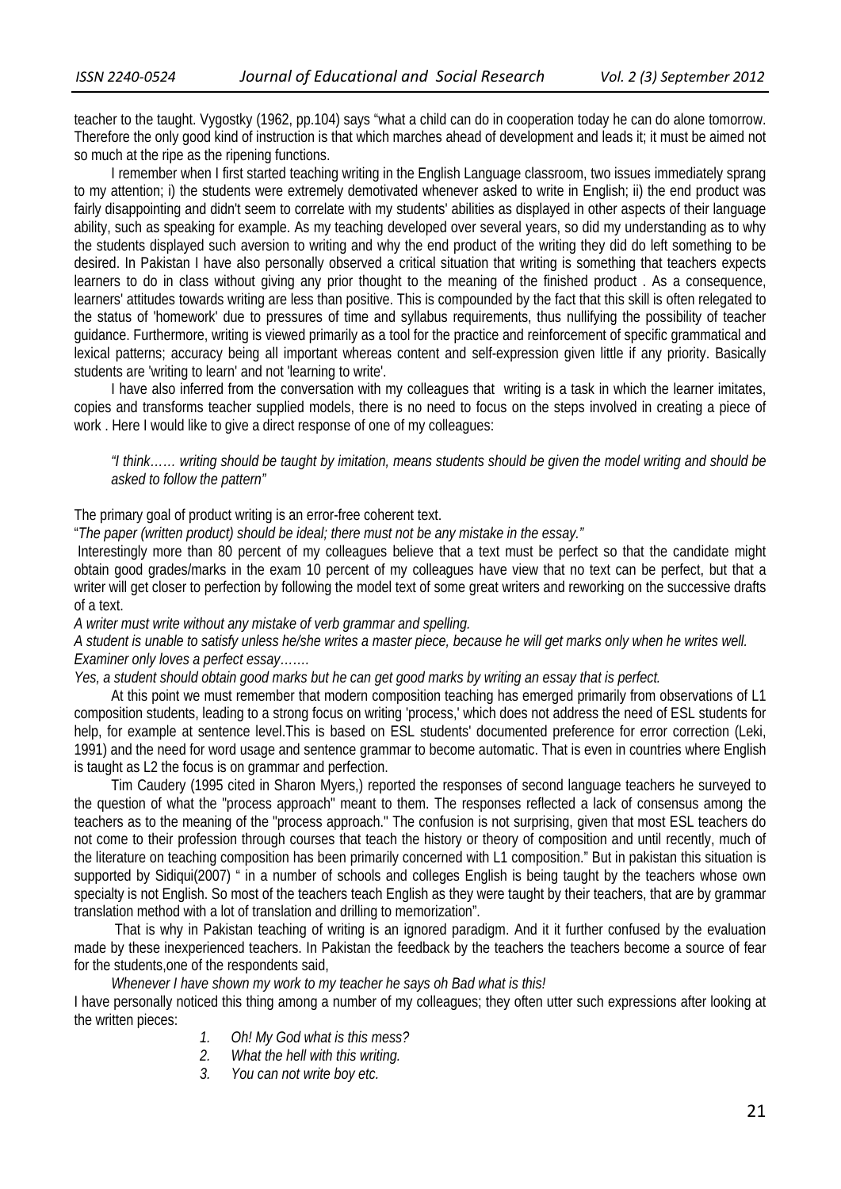teacher to the taught. Vygostky (1962, pp.104) says "what a child can do in cooperation today he can do alone tomorrow. Therefore the only good kind of instruction is that which marches ahead of development and leads it; it must be aimed not so much at the ripe as the ripening functions.

I remember when I first started teaching writing in the English Language classroom, two issues immediately sprang to my attention; i) the students were extremely demotivated whenever asked to write in English; ii) the end product was fairly disappointing and didn't seem to correlate with my students' abilities as displayed in other aspects of their language ability, such as speaking for example. As my teaching developed over several years, so did my understanding as to why the students displayed such aversion to writing and why the end product of the writing they did do left something to be desired. In Pakistan I have also personally observed a critical situation that writing is something that teachers expects learners to do in class without giving any prior thought to the meaning of the finished product . As a consequence, learners' attitudes towards writing are less than positive. This is compounded by the fact that this skill is often relegated to the status of 'homework' due to pressures of time and syllabus requirements, thus nullifying the possibility of teacher guidance. Furthermore, writing is viewed primarily as a tool for the practice and reinforcement of specific grammatical and lexical patterns; accuracy being all important whereas content and self-expression given little if any priority. Basically students are 'writing to learn' and not 'learning to write'.

I have also inferred from the conversation with my colleagues that writing is a task in which the learner imitates, copies and transforms teacher supplied models, there is no need to focus on the steps involved in creating a piece of work . Here I would like to give a direct response of one of my colleagues:

*"I think…… writing should be taught by imitation, means students should be given the model writing and should be asked to follow the pattern"*

The primary goal of product writing is an error-free coherent text.

"*The paper (written product) should be ideal; there must not be any mistake in the essay."*

Interestingly more than 80 percent of my colleagues believe that a text must be perfect so that the candidate might obtain good grades/marks in the exam 10 percent of my colleagues have view that no text can be perfect, but that a writer will get closer to perfection by following the model text of some great writers and reworking on the successive drafts of a text.

*A writer must write without any mistake of verb grammar and spelling.*

*A student is unable to satisfy unless he/she writes a master piece, because he will get marks only when he writes well.*

*Examiner only loves a perfect essay…….*

*Yes, a student should obtain good marks but he can get good marks by writing an essay that is perfect.*

At this point we must remember that modern composition teaching has emerged primarily from observations of L1 composition students, leading to a strong focus on writing 'process,' which does not address the need of ESL students for help, for example at sentence level.This is based on ESL students' documented preference for error correction (Leki, 1991) and the need for word usage and sentence grammar to become automatic. That is even in countries where English is taught as L2 the focus is on grammar and perfection.

Tim Caudery (1995 cited in Sharon Myers,) reported the responses of second language teachers he surveyed to the question of what the "process approach" meant to them. The responses reflected a lack of consensus among the teachers as to the meaning of the "process approach." The confusion is not surprising, given that most ESL teachers do not come to their profession through courses that teach the history or theory of composition and until recently, much of the literature on teaching composition has been primarily concerned with L1 composition." But in pakistan this situation is supported by Sidiqui(2007) " in a number of schools and colleges English is being taught by the teachers whose own specialty is not English. So most of the teachers teach English as they were taught by their teachers, that are by grammar translation method with a lot of translation and drilling to memorization".

That is why in Pakistan teaching of writing is an ignored paradigm. And it it further confused by the evaluation made by these inexperienced teachers. In Pakistan the feedback by the teachers the teachers become a source of fear for the students,one of the respondents said,

*Whenever I have shown my work to my teacher he says oh Bad what is this!*

I have personally noticed this thing among a number of my colleagues; they often utter such expressions after looking at the written pieces:

1. *Oh! My God what is this mess?*
2. *What the hell with this writing.*
3. *You can not write boy etc.*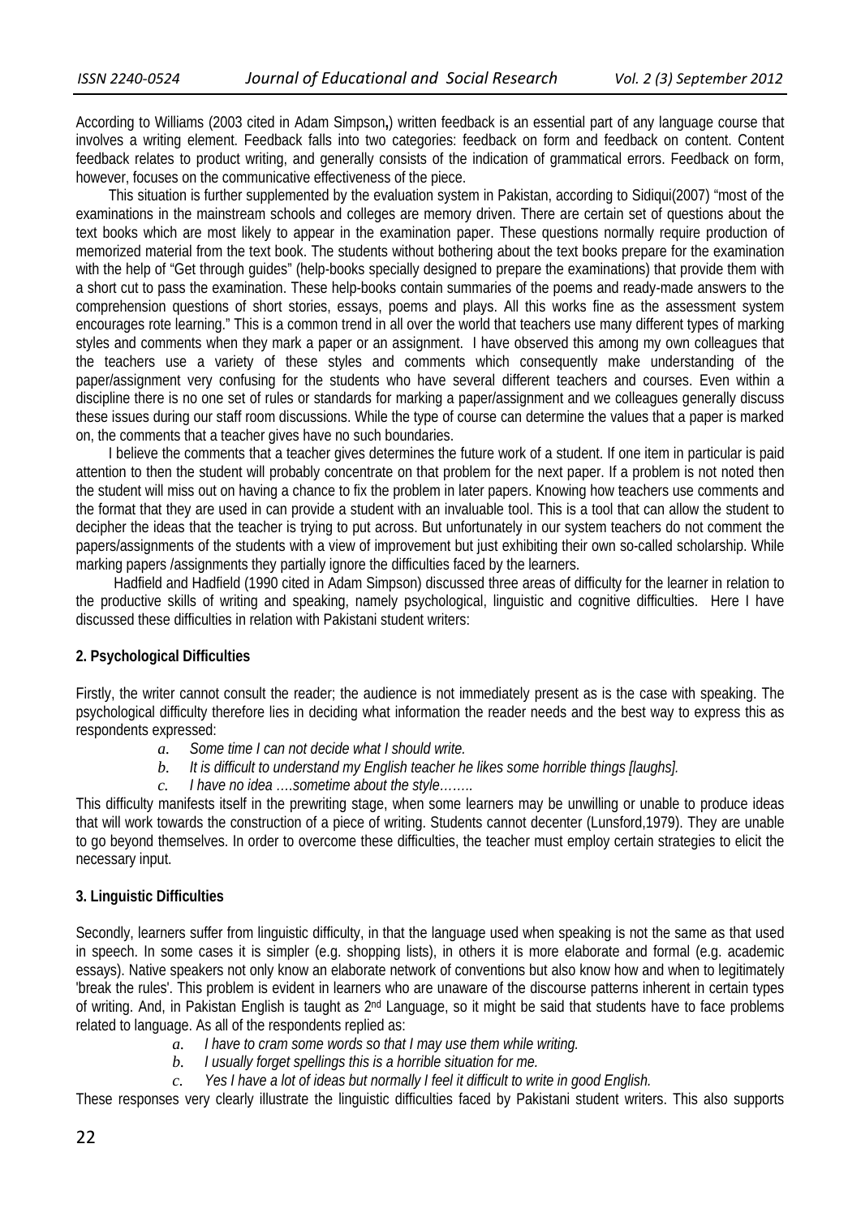According to Williams (2003 cited in Adam Simpson**,**) written feedback is an essential part of any language course that involves a writing element. Feedback falls into two categories: feedback on form and feedback on content. Content feedback relates to product writing, and generally consists of the indication of grammatical errors. Feedback on form, however, focuses on the communicative effectiveness of the piece.

This situation is further supplemented by the evaluation system in Pakistan, according to Sidiqui(2007) "most of the examinations in the mainstream schools and colleges are memory driven. There are certain set of questions about the text books which are most likely to appear in the examination paper. These questions normally require production of memorized material from the text book. The students without bothering about the text books prepare for the examination with the help of "Get through guides" (help-books specially designed to prepare the examinations) that provide them with a short cut to pass the examination. These help-books contain summaries of the poems and ready-made answers to the comprehension questions of short stories, essays, poems and plays. All this works fine as the assessment system encourages rote learning." This is a common trend in all over the world that teachers use many different types of marking styles and comments when they mark a paper or an assignment. I have observed this among my own colleagues that the teachers use a variety of these styles and comments which consequently make understanding of the paper/assignment very confusing for the students who have several different teachers and courses. Even within a discipline there is no one set of rules or standards for marking a paper/assignment and we colleagues generally discuss these issues during our staff room discussions. While the type of course can determine the values that a paper is marked on, the comments that a teacher gives have no such boundaries.

I believe the comments that a teacher gives determines the future work of a student. If one item in particular is paid attention to then the student will probably concentrate on that problem for the next paper. If a problem is not noted then the student will miss out on having a chance to fix the problem in later papers. Knowing how teachers use comments and the format that they are used in can provide a student with an invaluable tool. This is a tool that can allow the student to decipher the ideas that the teacher is trying to put across. But unfortunately in our system teachers do not comment the papers/assignments of the students with a view of improvement but just exhibiting their own so-called scholarship. While marking papers /assignments they partially ignore the difficulties faced by the learners.

Hadfield and Hadfield (1990 cited in Adam Simpson) discussed three areas of difficulty for the learner in relation to the productive skills of writing and speaking, namely psychological, linguistic and cognitive difficulties. Here I have discussed these difficulties in relation with Pakistani student writers:

## 2. Psychological Difficulties

Firstly, the writer cannot consult the reader; the audience is not immediately present as is the case with speaking. The psychological difficulty therefore lies in deciding what information the reader needs and the best way to express this as respondents expressed:

a. *Some time I can not decide what I should write.*
b. *It is difficult to understand my English teacher he likes some horrible things [laughs].*
c. *I have no idea ….sometime about the style…….*

This difficulty manifests itself in the prewriting stage, when some learners may be unwilling or unable to produce ideas that will work towards the construction of a piece of writing. Students cannot decenter (Lunsford,1979). They are unable to go beyond themselves. In order to overcome these difficulties, the teacher must employ certain strategies to elicit the necessary input.

## 3. Linguistic Difficulties

Secondly, learners suffer from linguistic difficulty, in that the language used when speaking is not the same as that used in speech. In some cases it is simpler (e.g. shopping lists), in others it is more elaborate and formal (e.g. academic essays). Native speakers not only know an elaborate network of conventions but also know how and when to legitimately 'break the rules'. This problem is evident in learners who are unaware of the discourse patterns inherent in certain types of writing. And, in Pakistan English is taught as 2nd Language, so it might be said that students have to face problems related to language. As all of the respondents replied as:

a. *I have to cram some words so that I may use them while writing.*
b. *I usually forget spellings this is a horrible situation for me.*
c. *Yes I have a lot of ideas but normally I feel it difficult to write in good English.*

These responses very clearly illustrate the linguistic difficulties faced by Pakistani student writers. This also supports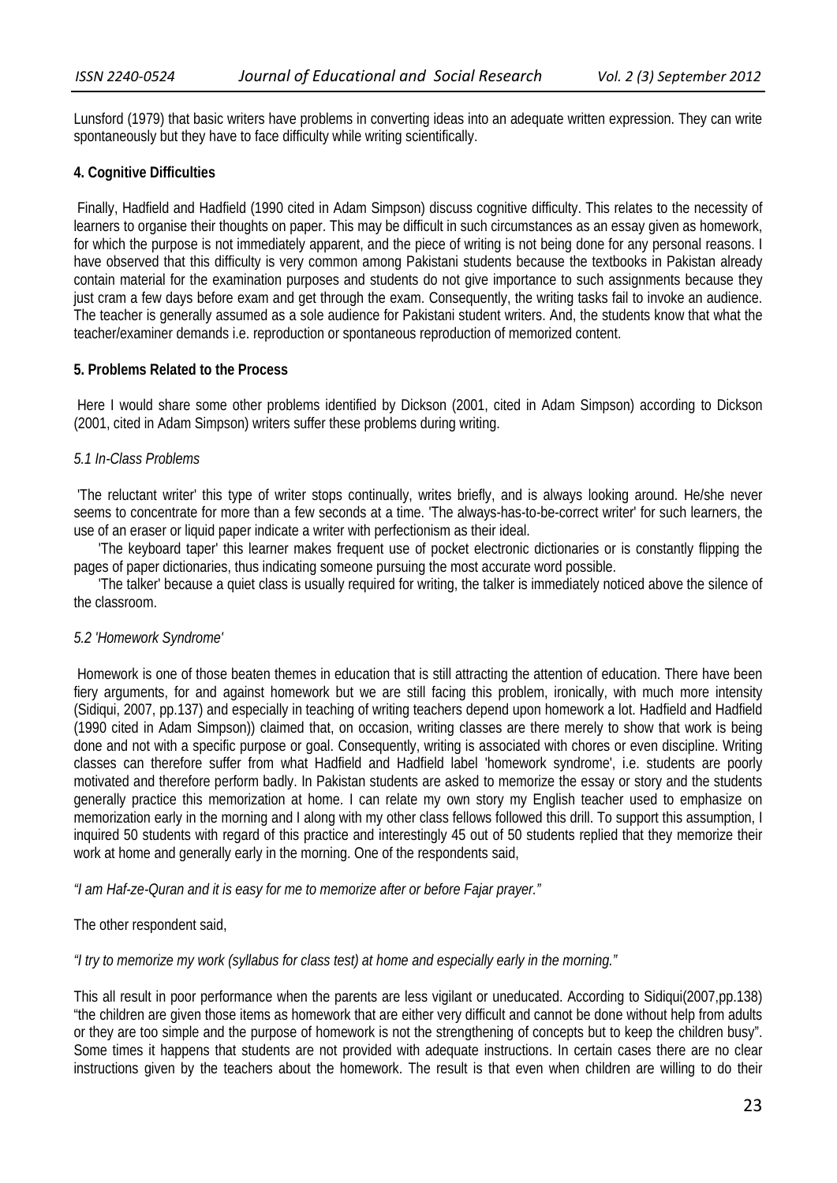Lunsford (1979) that basic writers have problems in converting ideas into an adequate written expression. They can write spontaneously but they have to face difficulty while writing scientifically.

### 4. Cognitive Difficulties

Finally, Hadfield and Hadfield (1990 cited in Adam Simpson) discuss cognitive difficulty. This relates to the necessity of learners to organise their thoughts on paper. This may be difficult in such circumstances as an essay given as homework, for which the purpose is not immediately apparent, and the piece of writing is not being done for any personal reasons. I have observed that this difficulty is very common among Pakistani students because the textbooks in Pakistan already contain material for the examination purposes and students do not give importance to such assignments because they just cram a few days before exam and get through the exam. Consequently, the writing tasks fail to invoke an audience. The teacher is generally assumed as a sole audience for Pakistani student writers. And, the students know that what the teacher/examiner demands i.e. reproduction or spontaneous reproduction of memorized content.

### 5. Problems Related to the Process

Here I would share some other problems identified by Dickson (2001, cited in Adam Simpson) according to Dickson (2001, cited in Adam Simpson) writers suffer these problems during writing.

#### *5.1 In-Class Problems*

'The reluctant writer' this type of writer stops continually, writes briefly, and is always looking around. He/she never seems to concentrate for more than a few seconds at a time. 'The always-has-to-be-correct writer' for such learners, the use of an eraser or liquid paper indicate a writer with perfectionism as their ideal.

'The keyboard taper' this learner makes frequent use of pocket electronic dictionaries or is constantly flipping the pages of paper dictionaries, thus indicating someone pursuing the most accurate word possible.

'The talker' because a quiet class is usually required for writing, the talker is immediately noticed above the silence of the classroom.

#### *5.2 'Homework Syndrome'*

Homework is one of those beaten themes in education that is still attracting the attention of education. There have been fiery arguments, for and against homework but we are still facing this problem, ironically, with much more intensity (Sidiqui, 2007, pp.137) and especially in teaching of writing teachers depend upon homework a lot. Hadfield and Hadfield (1990 cited in Adam Simpson)) claimed that, on occasion, writing classes are there merely to show that work is being done and not with a specific purpose or goal. Consequently, writing is associated with chores or even discipline. Writing classes can therefore suffer from what Hadfield and Hadfield label 'homework syndrome', i.e. students are poorly motivated and therefore perform badly. In Pakistan students are asked to memorize the essay or story and the students generally practice this memorization at home. I can relate my own story my English teacher used to emphasize on memorization early in the morning and I along with my other class fellows followed this drill. To support this assumption, I inquired 50 students with regard of this practice and interestingly 45 out of 50 students replied that they memorize their work at home and generally early in the morning. One of the respondents said,

*"I am Haf-ze-Quran and it is easy for me to memorize after or before Fajar prayer."*

The other respondent said,

*"I try to memorize my work (syllabus for class test) at home and especially early in the morning."*

This all result in poor performance when the parents are less vigilant or uneducated. According to Sidiqui(2007,pp.138) "the children are given those items as homework that are either very difficult and cannot be done without help from adults or they are too simple and the purpose of homework is not the strengthening of concepts but to keep the children busy". Some times it happens that students are not provided with adequate instructions. In certain cases there are no clear instructions given by the teachers about the homework. The result is that even when children are willing to do their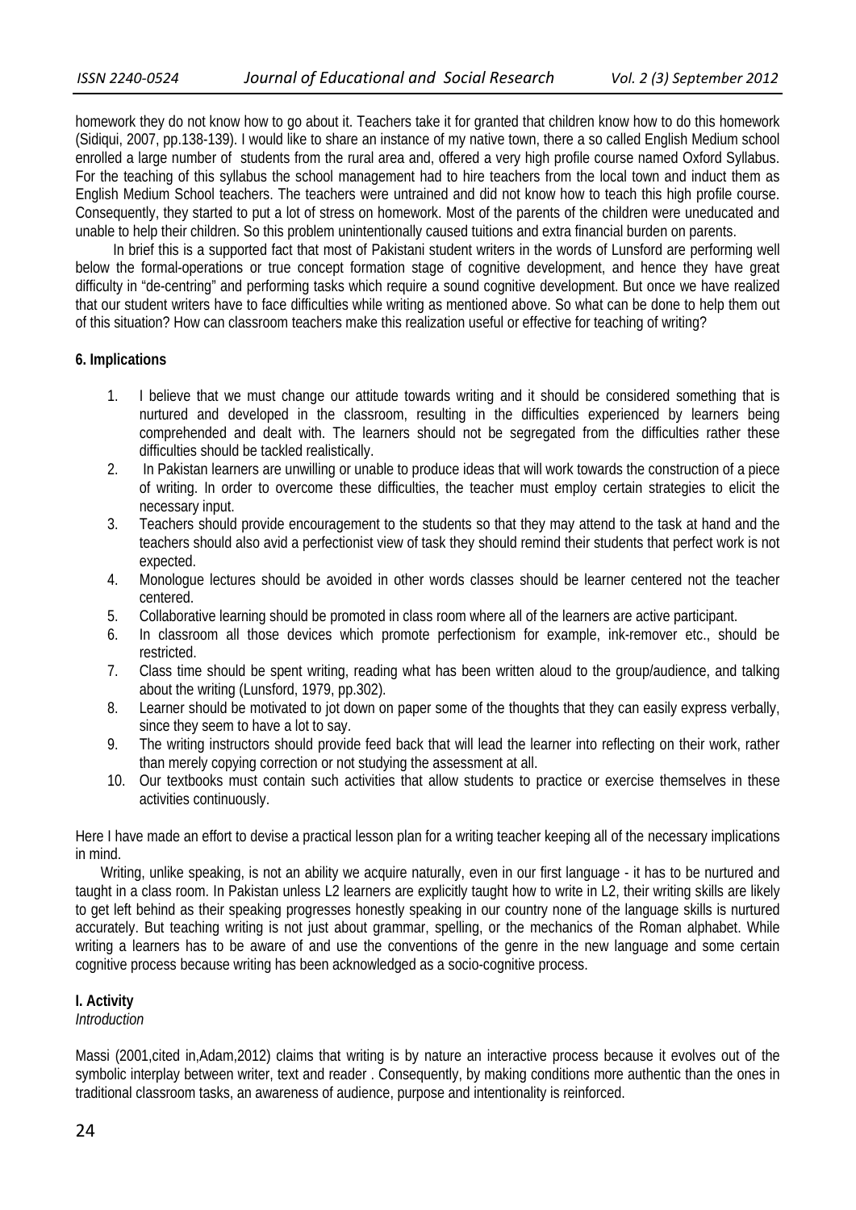homework they do not know how to go about it. Teachers take it for granted that children know how to do this homework (Sidiqui, 2007, pp.138-139). I would like to share an instance of my native town, there a so called English Medium school enrolled a large number of students from the rural area and, offered a very high profile course named Oxford Syllabus. For the teaching of this syllabus the school management had to hire teachers from the local town and induct them as English Medium School teachers. The teachers were untrained and did not know how to teach this high profile course. Consequently, they started to put a lot of stress on homework. Most of the parents of the children were uneducated and unable to help their children. So this problem unintentionally caused tuitions and extra financial burden on parents.

In brief this is a supported fact that most of Pakistani student writers in the words of Lunsford are performing well below the formal-operations or true concept formation stage of cognitive development, and hence they have great difficulty in "de-centring" and performing tasks which require a sound cognitive development. But once we have realized that our student writers have to face difficulties while writing as mentioned above. So what can be done to help them out of this situation? How can classroom teachers make this realization useful or effective for teaching of writing?

**6. Implications**

1. I believe that we must change our attitude towards writing and it should be considered something that is nurtured and developed in the classroom, resulting in the difficulties experienced by learners being comprehended and dealt with. The learners should not be segregated from the difficulties rather these difficulties should be tackled realistically.
2. In Pakistan learners are unwilling or unable to produce ideas that will work towards the construction of a piece of writing. In order to overcome these difficulties, the teacher must employ certain strategies to elicit the necessary input.
3. Teachers should provide encouragement to the students so that they may attend to the task at hand and the teachers should also avid a perfectionist view of task they should remind their students that perfect work is not expected.
4. Monologue lectures should be avoided in other words classes should be learner centered not the teacher centered.
5. Collaborative learning should be promoted in class room where all of the learners are active participant.
6. In classroom all those devices which promote perfectionism for example, ink-remover etc., should be restricted.
7. Class time should be spent writing, reading what has been written aloud to the group/audience, and talking about the writing (Lunsford, 1979, pp.302).
8. Learner should be motivated to jot down on paper some of the thoughts that they can easily express verbally, since they seem to have a lot to say.
9. The writing instructors should provide feed back that will lead the learner into reflecting on their work, rather than merely copying correction or not studying the assessment at all.
10. Our textbooks must contain such activities that allow students to practice or exercise themselves in these activities continuously.

Here I have made an effort to devise a practical lesson plan for a writing teacher keeping all of the necessary implications in mind.

Writing, unlike speaking, is not an ability we acquire naturally, even in our first language - it has to be nurtured and taught in a class room. In Pakistan unless L2 learners are explicitly taught how to write in L2, their writing skills are likely to get left behind as their speaking progresses honestly speaking in our country none of the language skills is nurtured accurately. But teaching writing is not just about grammar, spelling, or the mechanics of the Roman alphabet. While writing a learners has to be aware of and use the conventions of the genre in the new language and some certain cognitive process because writing has been acknowledged as a socio-cognitive process.

**I. Activity**

*Introduction*

Massi (2001,cited in,Adam,2012) claims that writing is by nature an interactive process because it evolves out of the symbolic interplay between writer, text and reader . Consequently, by making conditions more authentic than the ones in traditional classroom tasks, an awareness of audience, purpose and intentionality is reinforced.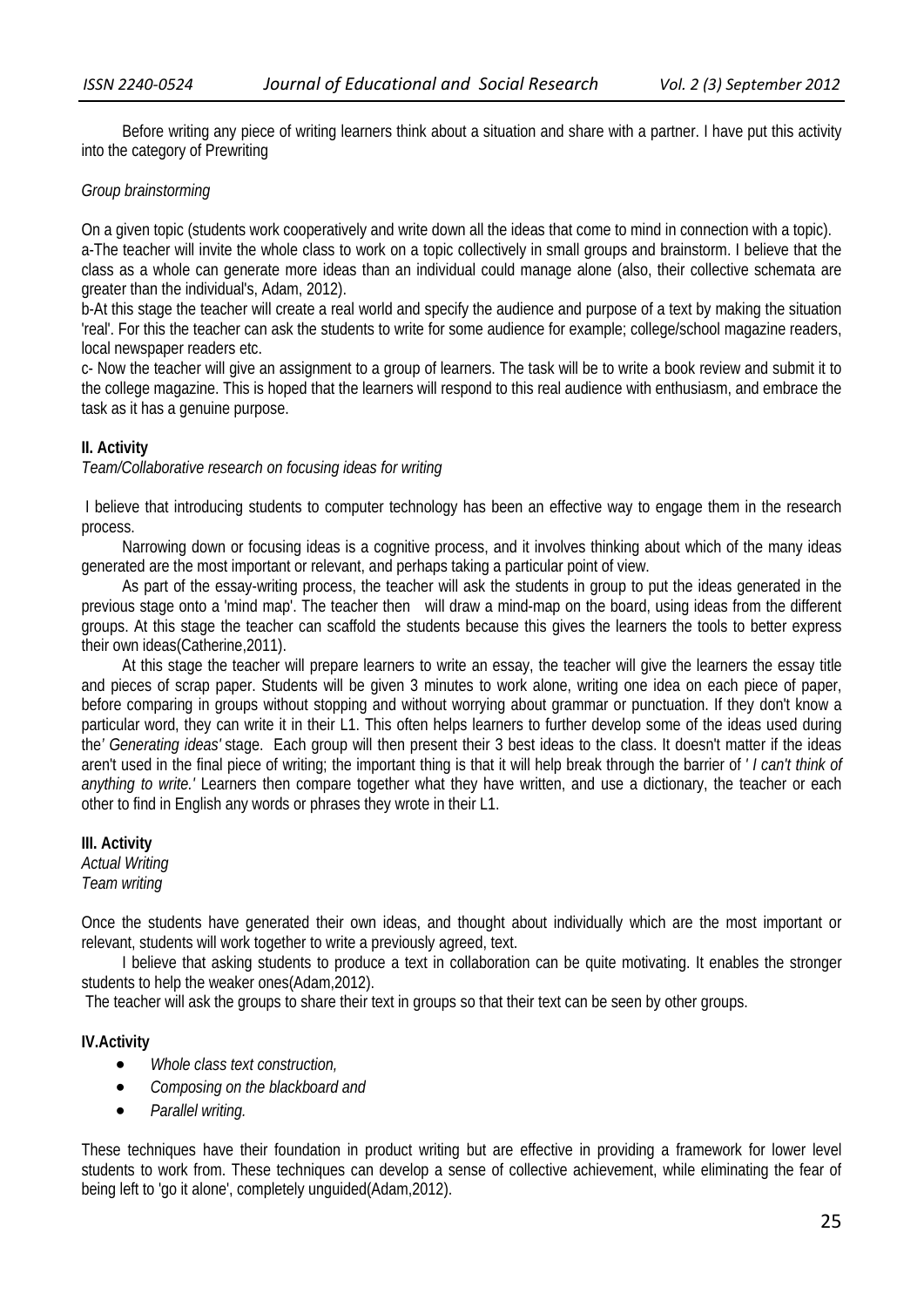Before writing any piece of writing learners think about a situation and share with a partner. I have put this activity into the category of Prewriting

*Group brainstorming*

On a given topic (students work cooperatively and write down all the ideas that come to mind in connection with a topic).

a-The teacher will invite the whole class to work on a topic collectively in small groups and brainstorm. I believe that the class as a whole can generate more ideas than an individual could manage alone (also, their collective schemata are greater than the individual's, Adam, 2012).

b-At this stage the teacher will create a real world and specify the audience and purpose of a text by making the situation 'real'. For this the teacher can ask the students to write for some audience for example; college/school magazine readers, local newspaper readers etc.

c- Now the teacher will give an assignment to a group of learners. The task will be to write a book review and submit it to the college magazine. This is hoped that the learners will respond to this real audience with enthusiasm, and embrace the task as it has a genuine purpose.

**II. Activity**

*Team/Collaborative research on focusing ideas for writing*

I believe that introducing students to computer technology has been an effective way to engage them in the research process.

Narrowing down or focusing ideas is a cognitive process, and it involves thinking about which of the many ideas generated are the most important or relevant, and perhaps taking a particular point of view.

As part of the essay-writing process, the teacher will ask the students in group to put the ideas generated in the previous stage onto a 'mind map'. The teacher then will draw a mind-map on the board, using ideas from the different groups. At this stage the teacher can scaffold the students because this gives the learners the tools to better express their own ideas(Catherine,2011).

At this stage the teacher will prepare learners to write an essay, the teacher will give the learners the essay title and pieces of scrap paper. Students will be given 3 minutes to work alone, writing one idea on each piece of paper, before comparing in groups without stopping and without worrying about grammar or punctuation. If they don't know a particular word, they can write it in their L1. This often helps learners to further develop some of the ideas used during the*' Generating ideas'* stage. Each group will then present their 3 best ideas to the class. It doesn't matter if the ideas aren't used in the final piece of writing; the important thing is that it will help break through the barrier of *' I can't think of anything to write.'* Learners then compare together what they have written, and use a dictionary, the teacher or each other to find in English any words or phrases they wrote in their L1.

**III. Activity**

*Actual Writing*

*Team writing*

Once the students have generated their own ideas, and thought about individually which are the most important or relevant, students will work together to write a previously agreed, text.

I believe that asking students to produce a text in collaboration can be quite motivating. It enables the stronger students to help the weaker ones(Adam,2012).

The teacher will ask the groups to share their text in groups so that their text can be seen by other groups.

**IV.Activity**

- *Whole class text construction,*
- *Composing on the blackboard and*
- *Parallel writing.*

These techniques have their foundation in product writing but are effective in providing a framework for lower level students to work from. These techniques can develop a sense of collective achievement, while eliminating the fear of being left to 'go it alone', completely unguided(Adam,2012).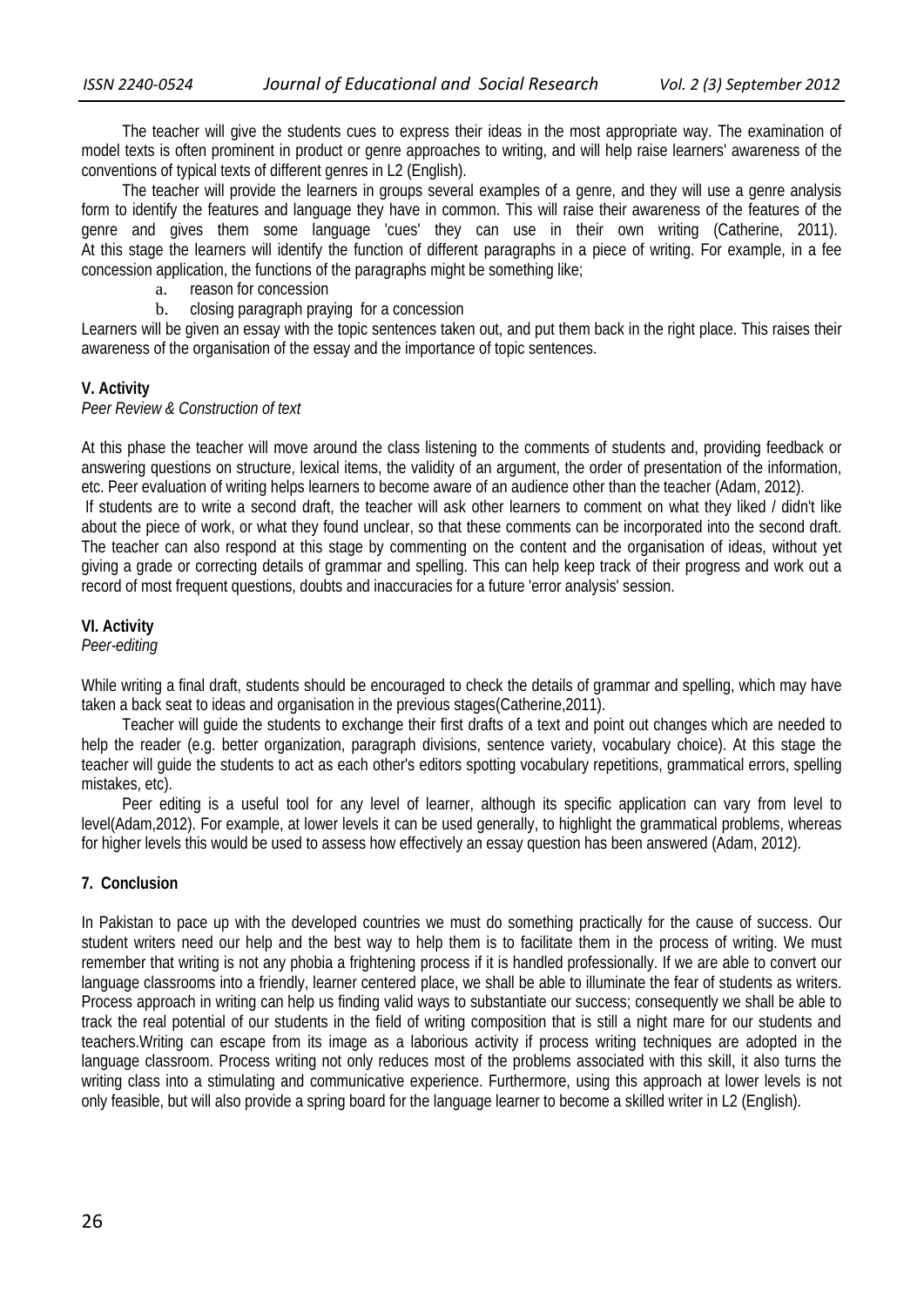The teacher will give the students cues to express their ideas in the most appropriate way. The examination of model texts is often prominent in product or genre approaches to writing, and will help raise learners' awareness of the conventions of typical texts of different genres in L2 (English).

The teacher will provide the learners in groups several examples of a genre, and they will use a genre analysis form to identify the features and language they have in common. This will raise their awareness of the features of the genre and gives them some language 'cues' they can use in their own writing (Catherine, 2011). At this stage the learners will identify the function of different paragraphs in a piece of writing. For example, in a fee concession application, the functions of the paragraphs might be something like;

a. reason for concession
b. closing paragraph praying for a concession

Learners will be given an essay with the topic sentences taken out, and put them back in the right place. This raises their awareness of the organisation of the essay and the importance of topic sentences.

### V. Activity

*Peer Review & Construction of text*

At this phase the teacher will move around the class listening to the comments of students and, providing feedback or answering questions on structure, lexical items, the validity of an argument, the order of presentation of the information, etc. Peer evaluation of writing helps learners to become aware of an audience other than the teacher (Adam, 2012).

If students are to write a second draft, the teacher will ask other learners to comment on what they liked / didn't like about the piece of work, or what they found unclear, so that these comments can be incorporated into the second draft. The teacher can also respond at this stage by commenting on the content and the organisation of ideas, without yet giving a grade or correcting details of grammar and spelling. This can help keep track of their progress and work out a record of most frequent questions, doubts and inaccuracies for a future 'error analysis' session.

### VI. Activity

*Peer-editing*

While writing a final draft, students should be encouraged to check the details of grammar and spelling, which may have taken a back seat to ideas and organisation in the previous stages(Catherine,2011).

Teacher will guide the students to exchange their first drafts of a text and point out changes which are needed to help the reader (e.g. better organization, paragraph divisions, sentence variety, vocabulary choice). At this stage the teacher will guide the students to act as each other's editors spotting vocabulary repetitions, grammatical errors, spelling mistakes, etc).

Peer editing is a useful tool for any level of learner, although its specific application can vary from level to level(Adam,2012). For example, at lower levels it can be used generally, to highlight the grammatical problems, whereas for higher levels this would be used to assess how effectively an essay question has been answered (Adam, 2012).

## 7. Conclusion

In Pakistan to pace up with the developed countries we must do something practically for the cause of success. Our student writers need our help and the best way to help them is to facilitate them in the process of writing. We must remember that writing is not any phobia a frightening process if it is handled professionally. If we are able to convert our language classrooms into a friendly, learner centered place, we shall be able to illuminate the fear of students as writers. Process approach in writing can help us finding valid ways to substantiate our success; consequently we shall be able to track the real potential of our students in the field of writing composition that is still a night mare for our students and teachers.Writing can escape from its image as a laborious activity if process writing techniques are adopted in the language classroom. Process writing not only reduces most of the problems associated with this skill, it also turns the writing class into a stimulating and communicative experience. Furthermore, using this approach at lower levels is not only feasible, but will also provide a spring board for the language learner to become a skilled writer in L2 (English).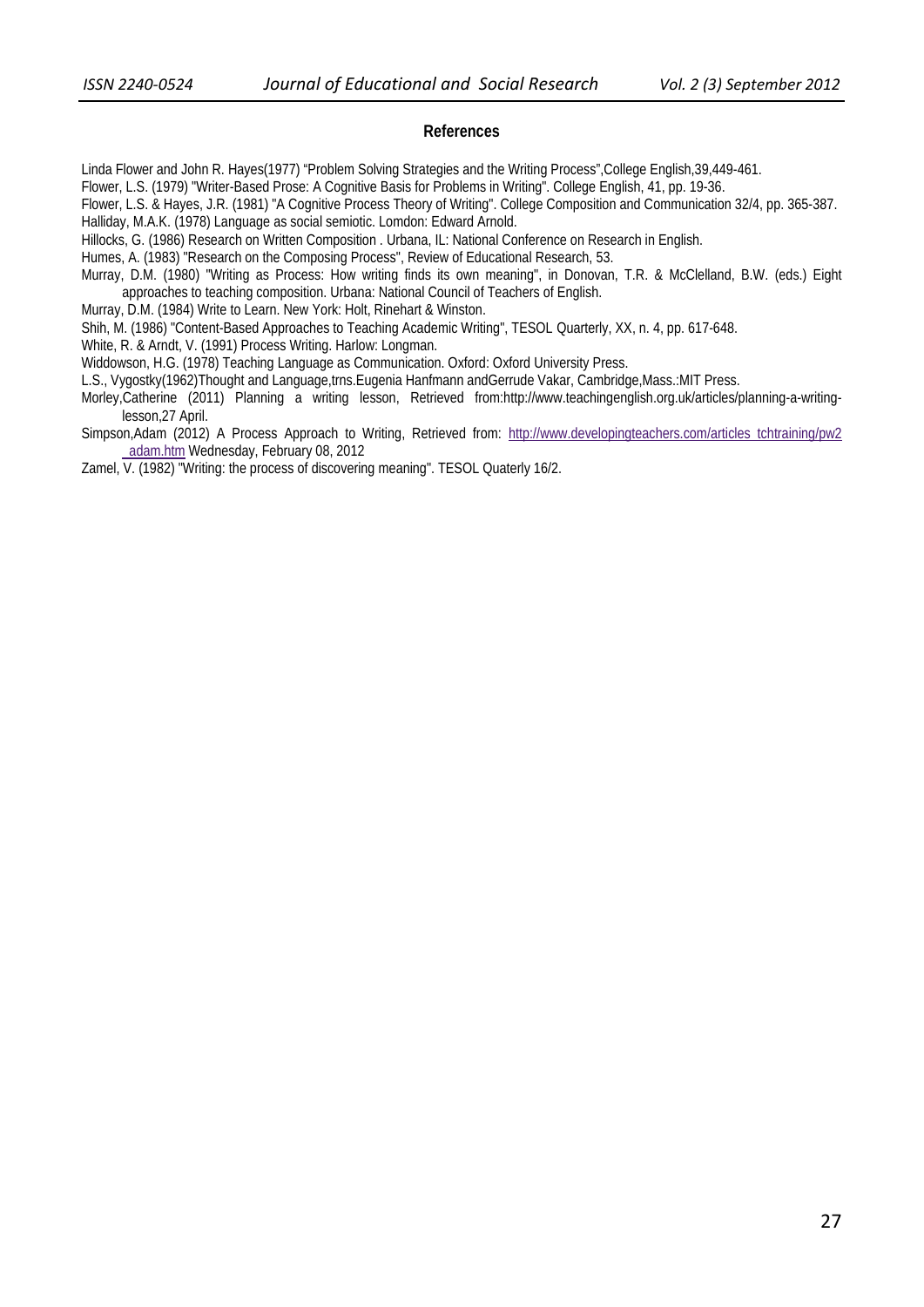## References

Linda Flower and John R. Hayes(1977) "Problem Solving Strategies and the Writing Process",College English,39,449-461.

Flower, L.S. (1979) "Writer-Based Prose: A Cognitive Basis for Problems in Writing". College English, 41, pp. 19-36.

Flower, L.S. & Hayes, J.R. (1981) "A Cognitive Process Theory of Writing". College Composition and Communication 32/4, pp. 365-387.

Halliday, M.A.K. (1978) Language as social semiotic. Lomdon: Edward Arnold.

Hillocks, G. (1986) Research on Written Composition . Urbana, IL: National Conference on Research in English.

Humes, A. (1983) "Research on the Composing Process", Review of Educational Research, 53.

Murray, D.M. (1980) "Writing as Process: How writing finds its own meaning", in Donovan, T.R. & McClelland, B.W. (eds.) Eight approaches to teaching composition. Urbana: National Council of Teachers of English.

Murray, D.M. (1984) Write to Learn. New York: Holt, Rinehart & Winston.

Shih, M. (1986) "Content-Based Approaches to Teaching Academic Writing", TESOL Quarterly, XX, n. 4, pp. 617-648.

White, R. & Arndt, V. (1991) Process Writing. Harlow: Longman.

Widdowson, H.G. (1978) Teaching Language as Communication. Oxford: Oxford University Press.

L.S., Vygostky(1962)Thought and Language,trns.Eugenia Hanfmann andGerrude Vakar, Cambridge,Mass.:MIT Press.

Morley,Catherine (2011) Planning a writing lesson, Retrieved from:http://www.teachingenglish.org.uk/articles/planning-a-writing-lesson,27 April.

Simpson,Adam (2012) A Process Approach to Writing, Retrieved from: http://www.developingteachers.com/articles_tchtraining/pw2_adam.htm Wednesday, February 08, 2012

Zamel, V. (1982) "Writing: the process of discovering meaning". TESOL Quaterly 16/2.